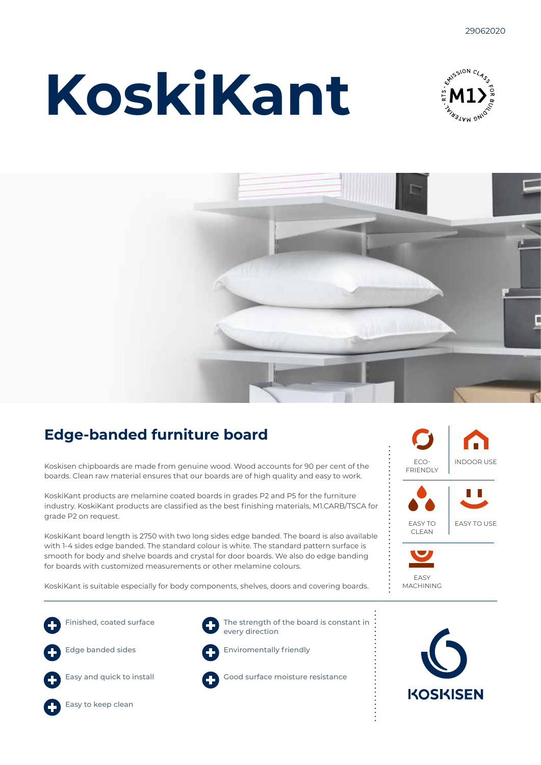29062020

# KoskiKant

## Edge-banded furniture board

Koskisen chipboards are made from genuine wood. Wood accounts for 90 per cent of the boards. Clean raw material ensures that our boards are of high quality and easy to work.

KoskiKant products are melamine coated boards in grades P2 and P5 for the furniture industry. KoskiKant products are classified as the best finishing materials, M1.CARB/TSCA for grade P2 on request.

KoskiKant board length is 2750 with two long sides edge banded. The board is also available with 1-4 sides edge banded. The standard colour is white. The standard pattern surface is smooth for body and shelve boards and crystal for door boards. We also do edge banding for boards with customized measurements or other melamine colours.

KoskiKant is suitable especially for body components, shelves, doors and covering boards.

ECO-FRIENDLY

INDOOR USE

EASY TO CLEAN

EASY TO USE

EASY MACHINING

- Finished, coated surface
- Edge banded sides
- Easy and quick to install
- Easy to keep clean
- The strength of the board is constant in every direction
- Enviromentally friendly
- Good surface moisture resistance

KOSKISEN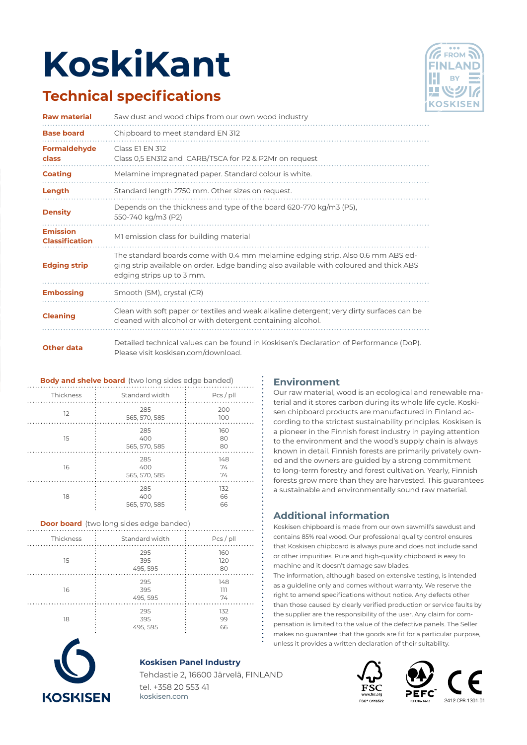# KoskiKant

## Technical specifications

| | |
|---|---|
| **Raw material** | Saw dust and wood chips from our own wood industry |
| **Base board** | Chipboard to meet standard EN 312 |
| **Formaldehyde class** | Class E1 EN 312<br>Class 0,5 EN312 and CARB/TSCA for P2 & P2Mr on request |
| **Coating** | Melamine impregnated paper. Standard colour is white. |
| **Length** | Standard length 2750 mm. Other sizes on request. |
| **Density** | Depends on the thickness and type of the board 620-770 kg/m3 (P5), 550-740 kg/m3 (P2) |
| **Emission Classification** | M1 emission class for building material |
| **Edging strip** | The standard boards come with 0.4 mm melamine edging strip. Also 0.6 mm ABS edging strip available on order. Edge banding also available with coloured and thick ABS edging strips up to 3 mm. |
| **Embossing** | Smooth (SM), crystal (CR) |
| **Cleaning** | Clean with soft paper or textiles and weak alkaline detergent; very dirty surfaces can be cleaned with alcohol or with detergent containing alcohol. |
| **Other data** | Detailed technical values can be found in Koskisen's Declaration of Performance (DoP). Please visit koskisen.com/download. |

**Body and shelve board** (two long sides edge banded)

| Thickness | Standard width | Pcs / pll |
|---|---|---|
| 12 | 285<br>565, 570, 585 | 200<br>100 |
| 15 | 285<br>400<br>565, 570, 585 | 160<br>80<br>80 |
| 16 | 285<br>400<br>565, 570, 585 | 148<br>74<br>74 |
| 18 | 285<br>400<br>565, 570, 585 | 132<br>66<br>66 |

**Door board** (two long sides edge banded)

| Thickness | Standard width | Pcs / pll |
|---|---|---|
| 15 | 295<br>395<br>495, 595 | 160<br>120<br>80 |
| 16 | 295<br>395<br>495, 595 | 148<br>111<br>74 |
| 18 | 295<br>395<br>495, 595 | 132<br>99<br>66 |

## Environment

Our raw material, wood is an ecological and renewable material and it stores carbon during its whole life cycle. Koskisen chipboard products are manufactured in Finland according to the strictest sustainability principles. Koskisen is a pioneer in the Finnish forest industry in paying attention to the environment and the wood's supply chain is always known in detail. Finnish forests are primarily privately owned and the owners are guided by a strong commitment to long-term forestry and forest cultivation. Yearly, Finnish forests grow more than they are harvested. This guarantees a sustainable and environmentally sound raw material.

## Additional information

Koskisen chipboard is made from our own sawmill's sawdust and contains 85% real wood. Our professional quality control ensures that Koskisen chipboard is always pure and does not include sand or other impurities. Pure and high-quality chipboard is easy to machine and it doesn't damage saw blades.

The information, although based on extensive testing, is intended as a guideline only and comes without warranty. We reserve the right to amend specifications without notice. Any defects other than those caused by clearly verified production or service faults by the supplier are the responsibility of the user. Any claim for compensation is limited to the value of the defective panels. The Seller makes no guarantee that the goods are fit for a particular purpose, unless it provides a written declaration of their suitability.

**Koskisen Panel Industry**
Tehdastie 2, 16600 Järvelä, FINLAND
tel. +358 20 553 41
koskisen.com

FSC® C116522 PEFC/02-34-12 2412-CPR-1301-01